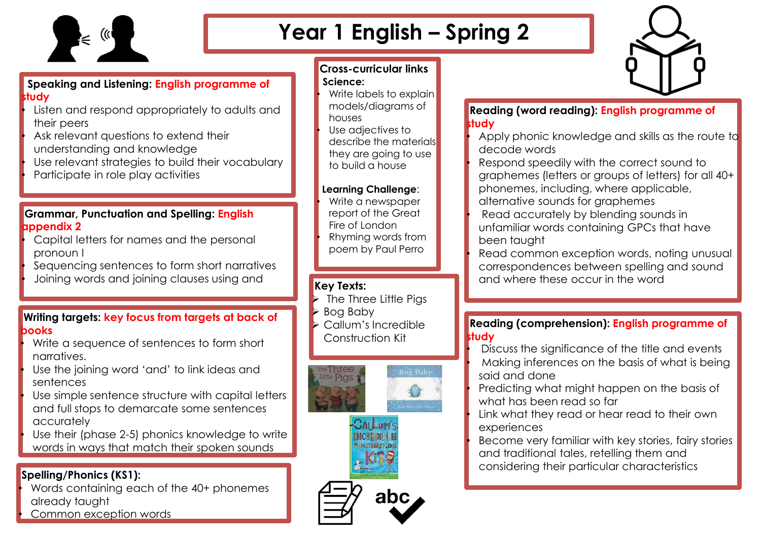# Year 1 English – Spring 2

## Speaking and Listening: English programme of study

- Listen and respond appropriately to adults and their peers
- Ask relevant questions to extend their understanding and knowledge
- Use relevant strategies to build their vocabulary
- Participate in role play activities

## Grammar, Punctuation and Spelling: English appendix 2

- Capital letters for names and the personal pronoun I
- Sequencing sentences to form short narratives
- Joining words and joining clauses using and

## Writing targets: key focus from targets at back of books

- Write a sequence of sentences to form short narratives.
- Use the joining word 'and' to link ideas and sentences
- Use simple sentence structure with capital letters and full stops to demarcate some sentences accurately
- Use their (phase 2-5) phonics knowledge to write words in ways that match their spoken sounds

## Spelling/Phonics (KS1):

- Words containing each of the 40+ phonemes already taught
- Common exception words

## Cross-curricular links

**Science:**

- Write labels to explain models/diagrams of houses
- Use adjectives to describe the materials they are going to use to build a house

**Learning Challenge:**

- Write a newspaper report of the Great Fire of London
- Rhyming words from poem by Paul Perro

## Key Texts:

- The Three Little Pigs
- Bog Baby
- Callum's Incredible Construction Kit

## Reading (word reading): English programme of study

- Apply phonic knowledge and skills as the route to decode words
- Respond speedily with the correct sound to graphemes (letters or groups of letters) for all 40+ phonemes, including, where applicable, alternative sounds for graphemes
- Read accurately by blending sounds in unfamiliar words containing GPCs that have been taught
- Read common exception words, noting unusual correspondences between spelling and sound and where these occur in the word

## Reading (comprehension): English programme of study

- Discuss the significance of the title and events
- Making inferences on the basis of what is being said and done
- Predicting what might happen on the basis of what has been read so far
- Link what they read or hear read to their own experiences
- Become very familiar with key stories, fairy stories and traditional tales, retelling them and considering their particular characteristics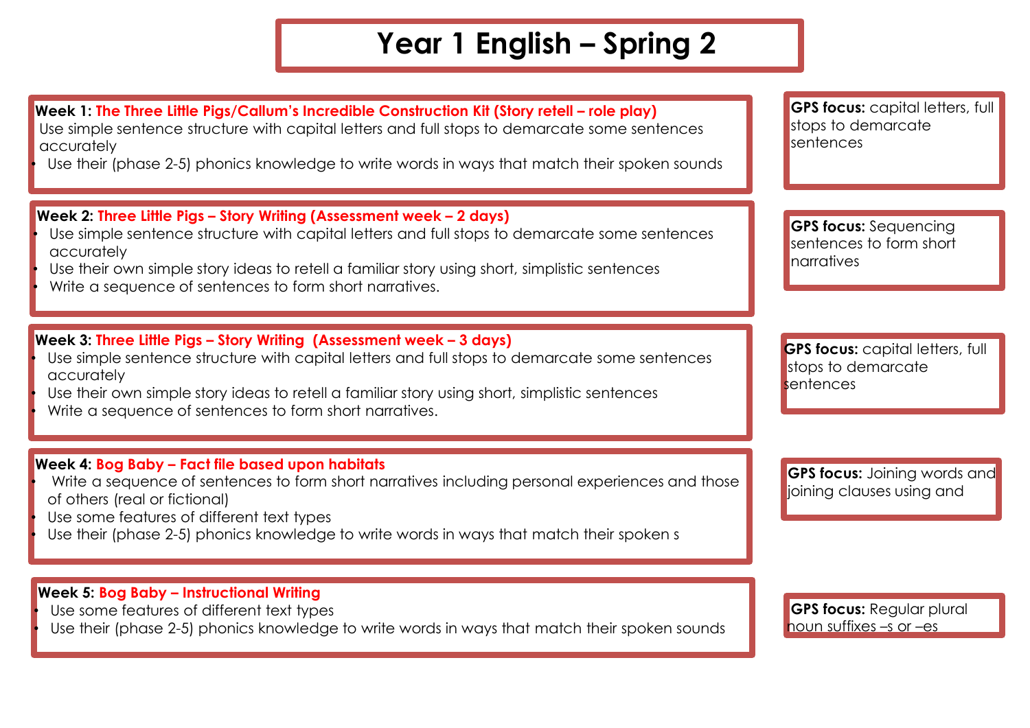# Year 1 English – Spring 2

**Week 1:** **The Three Little Pigs/Callum's Incredible Construction Kit (Story retell – role play)**

Use simple sentence structure with capital letters and full stops to demarcate some sentences accurately

- Use their (phase 2-5) phonics knowledge to write words in ways that match their spoken sounds

**GPS focus:** capital letters, full stops to demarcate sentences

**Week 2:** **Three Little Pigs – Story Writing (Assessment week – 2 days)**

- Use simple sentence structure with capital letters and full stops to demarcate some sentences accurately
- Use their own simple story ideas to retell a familiar story using short, simplistic sentences
- Write a sequence of sentences to form short narratives.

**GPS focus:** Sequencing sentences to form short narratives

**Week 3:** **Three Little Pigs – Story Writing (Assessment week – 3 days)**

- Use simple sentence structure with capital letters and full stops to demarcate some sentences accurately
- Use their own simple story ideas to retell a familiar story using short, simplistic sentences
- Write a sequence of sentences to form short narratives.

**GPS focus:** capital letters, full stops to demarcate sentences

**Week 4:** **Bog Baby – Fact file based upon habitats**

- Write a sequence of sentences to form short narratives including personal experiences and those of others (real or fictional)
- Use some features of different text types
- Use their (phase 2-5) phonics knowledge to write words in ways that match their spoken s

**GPS focus:** Joining words and joining clauses using and

**Week 5:** **Bog Baby – Instructional Writing**

- Use some features of different text types
- Use their (phase 2-5) phonics knowledge to write words in ways that match their spoken sounds

**GPS focus:** Regular plural noun suffixes –s or –es